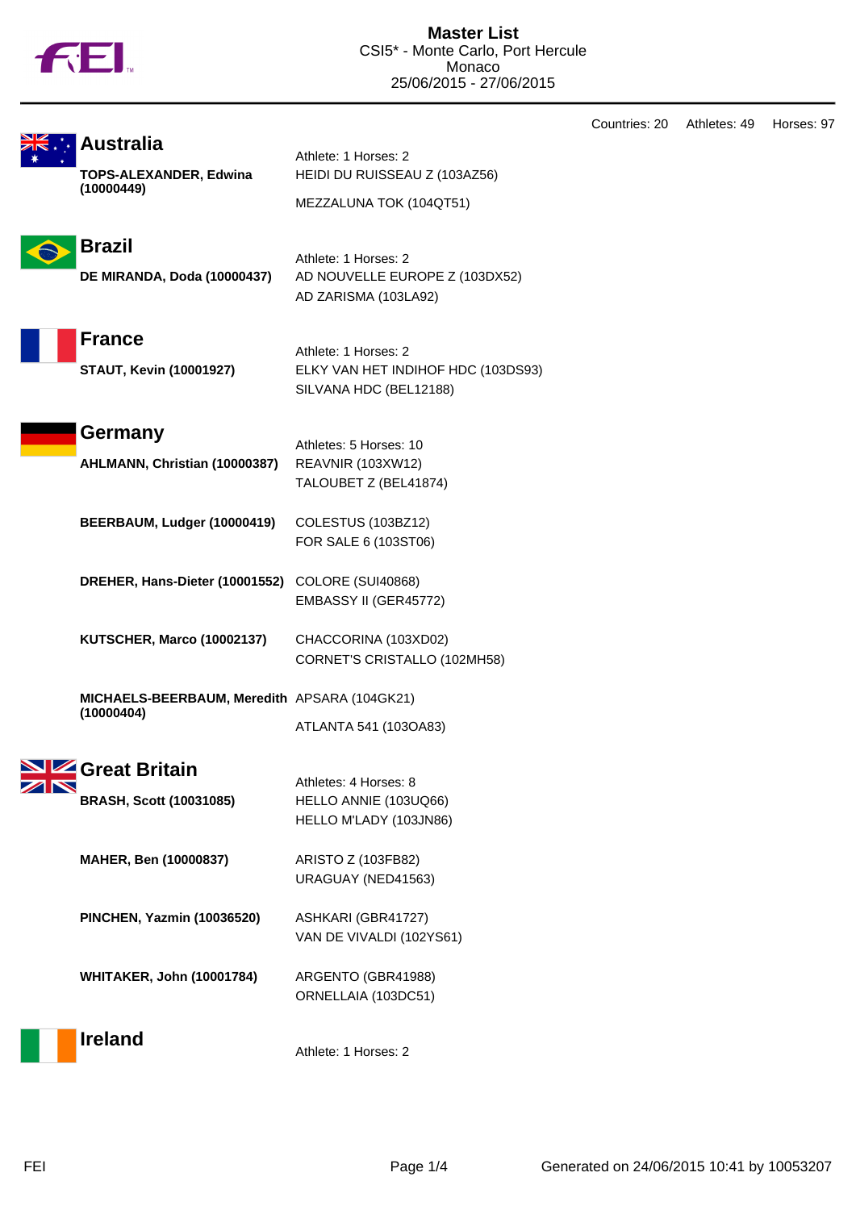# Master List

CSI5* - Monte Carlo, Port Hercule
Monaco
25/06/2015 - 27/06/2015

Countries: 20 Athletes: 49 Horses: 97

## Australia

Athlete: 1 Horses: 2

**TOPS-ALEXANDER, Edwina (10000449)**
- HEIDI DU RUISSEAU Z (103AZ56)
- MEZZALUNA TOK (104QT51)

## Brazil

Athlete: 1 Horses: 2

**DE MIRANDA, Doda (10000437)**
- AD NOUVELLE EUROPE Z (103DX52)
- AD ZARISMA (103LA92)

## France

Athlete: 1 Horses: 2

**STAUT, Kevin (10001927)**
- ELKY VAN HET INDIHOF HDC (103DS93)
- SILVANA HDC (BEL12188)

## Germany

Athletes: 5 Horses: 10

**AHLMANN, Christian (10000387)**
- REAVNIR (103XW12)
- TALOUBET Z (BEL41874)

**BEERBAUM, Ludger (10000419)**
- COLESTUS (103BZ12)
- FOR SALE 6 (103ST06)

**DREHER, Hans-Dieter (10001552)**
- COLORE (SUI40868)
- EMBASSY II (GER45772)

**KUTSCHER, Marco (10002137)**
- CHACCORINA (103XD02)
- CORNET'S CRISTALLO (102MH58)

**MICHAELS-BEERBAUM, Meredith (10000404)**
- APSARA (104GK21)
- ATLANTA 541 (103OA83)

## Great Britain

Athletes: 4 Horses: 8

**BRASH, Scott (10031085)**
- HELLO ANNIE (103UQ66)
- HELLO M'LADY (103JN86)

**MAHER, Ben (10000837)**
- ARISTO Z (103FB82)
- URAGUAY (NED41563)

**PINCHEN, Yazmin (10036520)**
- ASHKARI (GBR41727)
- VAN DE VIVALDI (102YS61)

**WHITAKER, John (10001784)**
- ARGENTO (GBR41988)
- ORNELLAIA (103DC51)

## Ireland

Athlete: 1 Horses: 2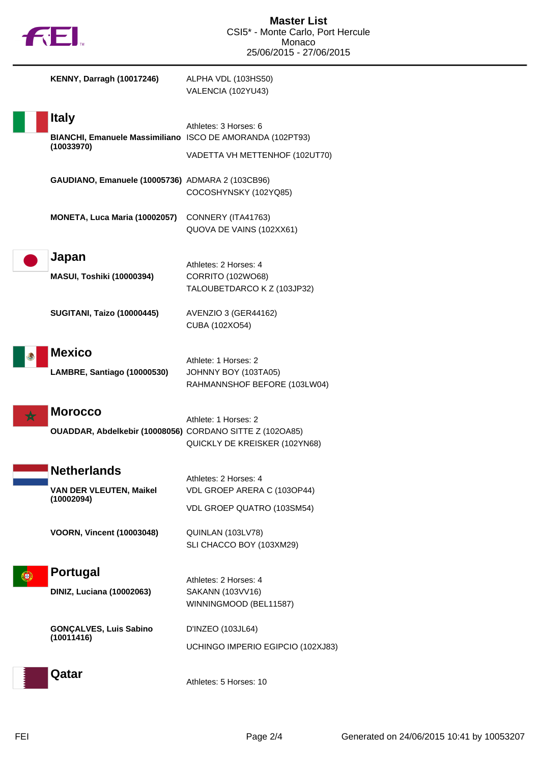# Master List
CSI5* - Monte Carlo, Port Hercule
Monaco
25/06/2015 - 27/06/2015

**KENNY, Darragh (10017246)**
ALPHA VDL (103HS50)
VALENCIA (102YU43)

## Italy

Athletes: 3 Horses: 6

**BIANCHI, Emanuele Massimiliano (10033970)**
ISCO DE AMORANDA (102PT93)
VADETTA VH METTENHOF (102UT70)

**GAUDIANO, Emanuele (10005736)**
ADMARA 2 (103CB96)
COCOSHYNSKY (102YQ85)

**MONETA, Luca Maria (10002057)**
CONNERY (ITA41763)
QUOVA DE VAINS (102XX61)

## Japan

Athletes: 2 Horses: 4

**MASUI, Toshiki (10000394)**
CORRITO (102WO68)
TALOUBETDARCO K Z (103JP32)

**SUGITANI, Taizo (10000445)**
AVENZIO 3 (GER44162)
CUBA (102XO54)

## Mexico

Athlete: 1 Horses: 2

**LAMBRE, Santiago (10000530)**
JOHNNY BOY (103TA05)
RAHMANNSHOF BEFORE (103LW04)

## Morocco

Athlete: 1 Horses: 2

**OUADDAR, Abdelkebir (10008056)**
CORDANO SITTE Z (102OA85)
QUICKLY DE KREISKER (102YN68)

## Netherlands

Athletes: 2 Horses: 4

**VAN DER VLEUTEN, Maikel (10002094)**
VDL GROEP ARERA C (103OP44)
VDL GROEP QUATRO (103SM54)

**VOORN, Vincent (10003048)**
QUINLAN (103LV78)
SLI CHACCO BOY (103XM29)

## Portugal

Athletes: 2 Horses: 4

**DINIZ, Luciana (10002063)**
SAKANN (103VV16)
WINNINGMOOD (BEL11587)

**GONÇALVES, Luis Sabino (10011416)**
D'INZEO (103JL64)
UCHINGO IMPERIO EGIPCIO (102XJ83)

## Qatar

Athletes: 5 Horses: 10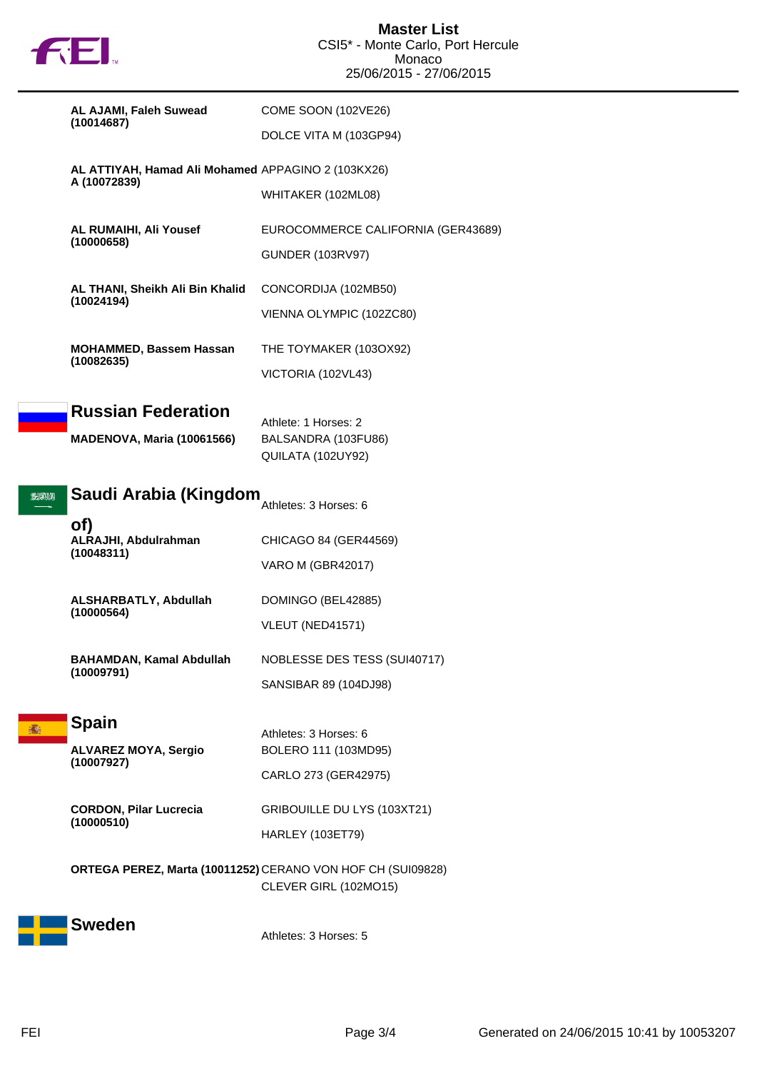| Athlete | Horses |
|---|---|
| **AL AJAMI, Faleh Suwead (10014687)** | COME SOON (102VE26) |
| | DOLCE VITA M (103GP94) |
| **AL ATTIYAH, Hamad Ali Mohamed A (10072839)** | APPAGINO 2 (103KX26) |
| | WHITAKER (102ML08) |
| **AL RUMAIHI, Ali Yousef (10000658)** | EUROCOMMERCE CALIFORNIA (GER43689) |
| | GUNDER (103RV97) |
| **AL THANI, Sheikh Ali Bin Khalid (10024194)** | CONCORDIJA (102MB50) |
| | VIENNA OLYMPIC (102ZC80) |
| **MOHAMMED, Bassem Hassan (10082635)** | THE TOYMAKER (103OX92) |
| | VICTORIA (102VL43) |

## Russian Federation

Athlete: 1 Horses: 2

| Athlete | Horses |
|---|---|
| **MADENOVA, Maria (10061566)** | BALSANDRA (103FU86) |
| | QUILATA (102UY92) |

## Saudi Arabia (Kingdom of)

Athletes: 3 Horses: 6

| Athlete | Horses |
|---|---|
| **ALRAJHI, Abdulrahman (10048311)** | CHICAGO 84 (GER44569) |
| | VARO M (GBR42017) |
| **ALSHARBATLY, Abdullah (10000564)** | DOMINGO (BEL42885) |
| | VLEUT (NED41571) |
| **BAHAMDAN, Kamal Abdullah (10009791)** | NOBLESSE DES TESS (SUI40717) |
| | SANSIBAR 89 (104DJ98) |

## Spain

Athletes: 3 Horses: 6

| Athlete | Horses |
|---|---|
| **ALVAREZ MOYA, Sergio (10007927)** | BOLERO 111 (103MD95) |
| | CARLO 273 (GER42975) |
| **CORDON, Pilar Lucrecia (10000510)** | GRIBOUILLE DU LYS (103XT21) |
| | HARLEY (103ET79) |
| **ORTEGA PEREZ, Marta (10011252)** | CERANO VON HOF CH (SUI09828) |
| | CLEVER GIRL (102MO15) |

## Sweden

Athletes: 3 Horses: 5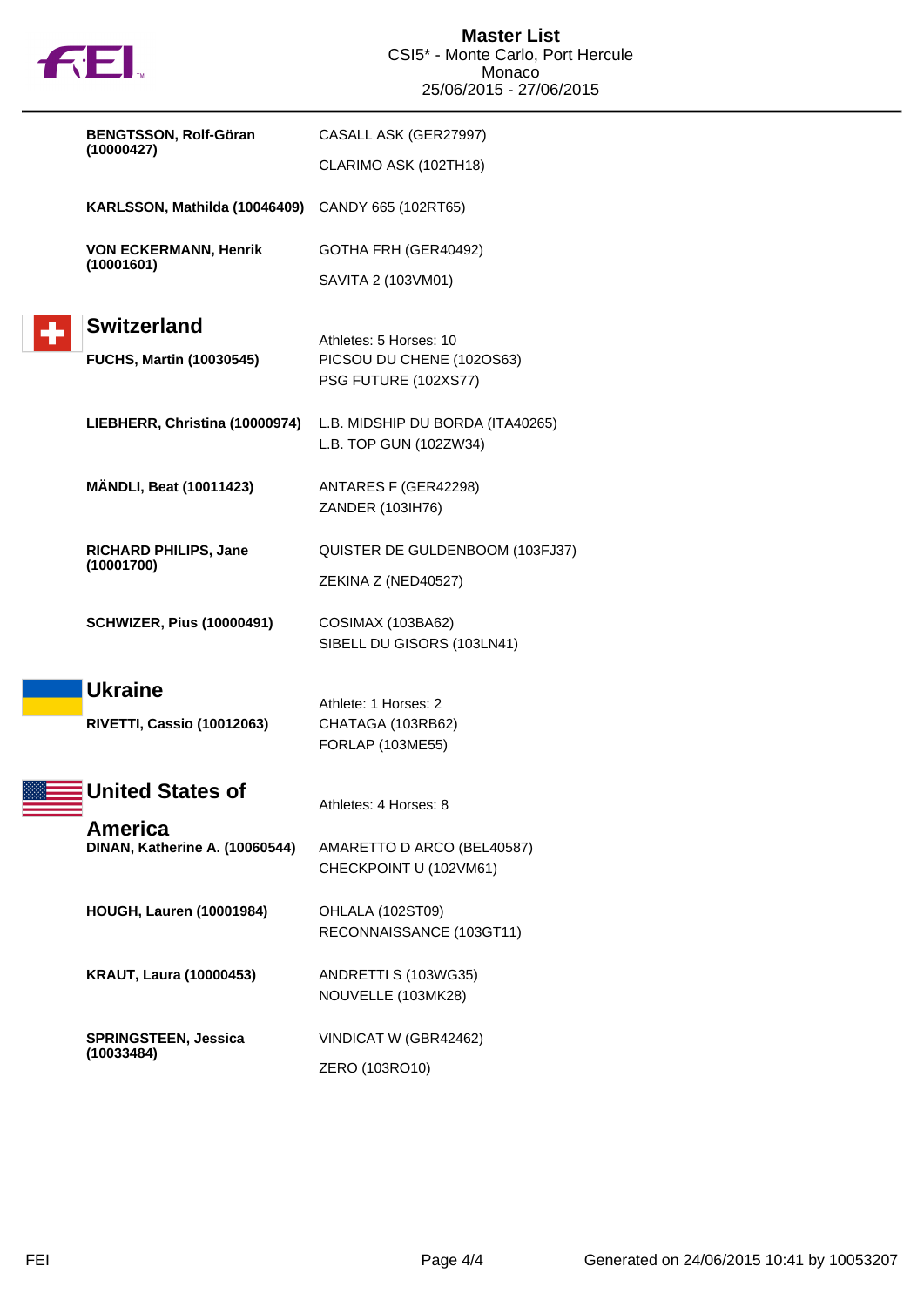**BENGTSSON, Rolf-Göran (10000427)**
CASALL ASK (GER27997)
CLARIMO ASK (102TH18)

**KARLSSON, Mathilda (10046409)**
CANDY 665 (102RT65)

**VON ECKERMANN, Henrik (10001601)**
GOTHA FRH (GER40492)
SAVITA 2 (103VM01)

## Switzerland

Athletes: 5 Horses: 10

**FUCHS, Martin (10030545)**
PICSOU DU CHENE (102OS63)
PSG FUTURE (102XS77)

**LIEBHERR, Christina (10000974)**
L.B. MIDSHIP DU BORDA (ITA40265)
L.B. TOP GUN (102ZW34)

**MÄNDLI, Beat (10011423)**
ANTARES F (GER42298)
ZANDER (103IH76)

**RICHARD PHILIPS, Jane (10001700)**
QUISTER DE GULDENBOOM (103FJ37)
ZEKINA Z (NED40527)

**SCHWIZER, Pius (10000491)**
COSIMAX (103BA62)
SIBELL DU GISORS (103LN41)

## Ukraine

Athlete: 1 Horses: 2

**RIVETTI, Cassio (10012063)**
CHATAGA (103RB62)
FORLAP (103ME55)

## United States of America

Athletes: 4 Horses: 8

**DINAN, Katherine A. (10060544)**
AMARETTO D ARCO (BEL40587)
CHECKPOINT U (102VM61)

**HOUGH, Lauren (10001984)**
OHLALA (102ST09)
RECONNAISSANCE (103GT11)

**KRAUT, Laura (10000453)**
ANDRETTI S (103WG35)
NOUVELLE (103MK28)

**SPRINGSTEEN, Jessica (10033484)**
VINDICAT W (GBR42462)
ZERO (103RO10)